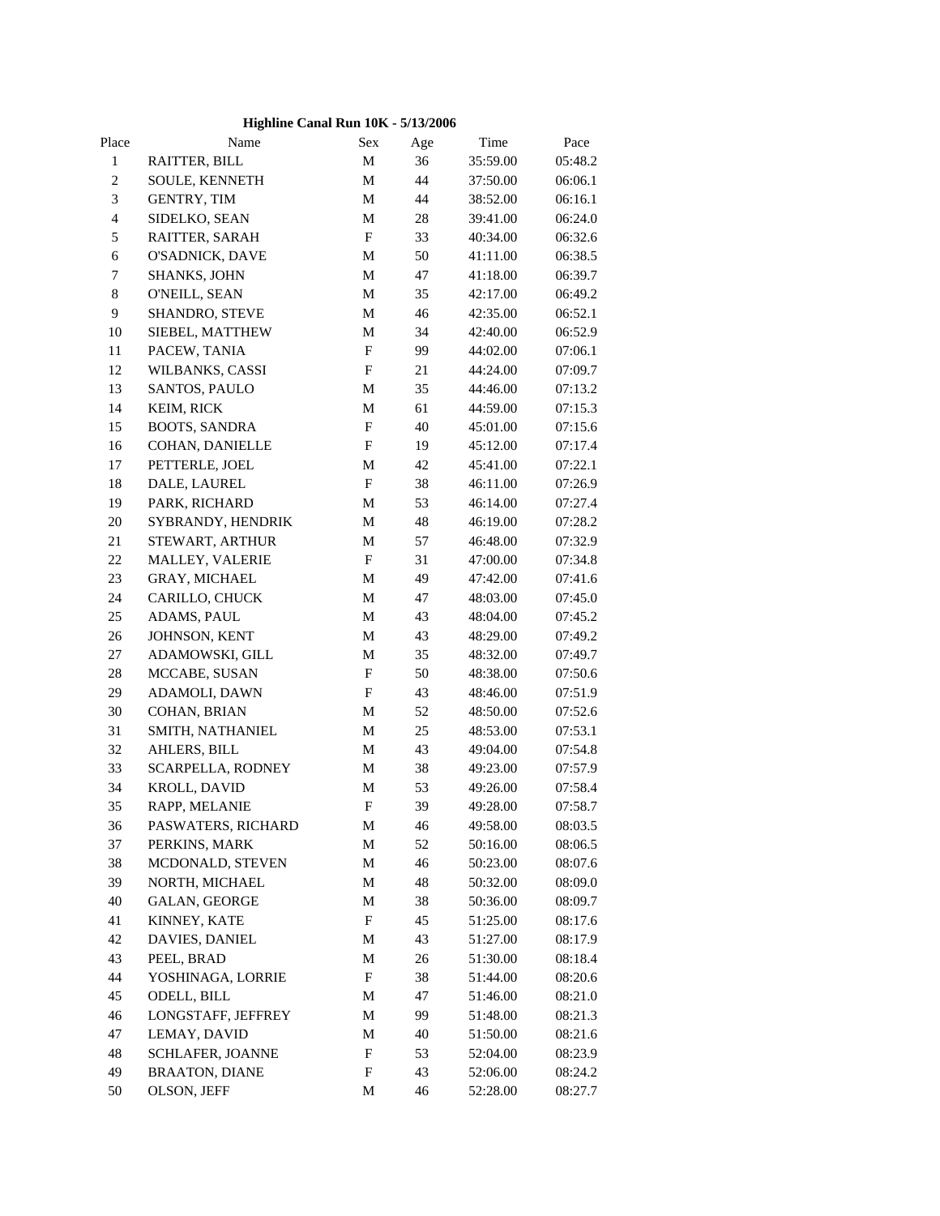**Highline Canal Run 10K - 5/13/2006**

| Place | Name | Sex | Age | Time | Pace |
|---|---|---|---|---|---|
| 1 | RAITTER, BILL | M | 36 | 35:59.00 | 05:48.2 |
| 2 | SOULE, KENNETH | M | 44 | 37:50.00 | 06:06.1 |
| 3 | GENTRY, TIM | M | 44 | 38:52.00 | 06:16.1 |
| 4 | SIDELKO, SEAN | M | 28 | 39:41.00 | 06:24.0 |
| 5 | RAITTER, SARAH | F | 33 | 40:34.00 | 06:32.6 |
| 6 | O'SADNICK, DAVE | M | 50 | 41:11.00 | 06:38.5 |
| 7 | SHANKS, JOHN | M | 47 | 41:18.00 | 06:39.7 |
| 8 | O'NEILL, SEAN | M | 35 | 42:17.00 | 06:49.2 |
| 9 | SHANDRO, STEVE | M | 46 | 42:35.00 | 06:52.1 |
| 10 | SIEBEL, MATTHEW | M | 34 | 42:40.00 | 06:52.9 |
| 11 | PACEW, TANIA | F | 99 | 44:02.00 | 07:06.1 |
| 12 | WILBANKS, CASSI | F | 21 | 44:24.00 | 07:09.7 |
| 13 | SANTOS, PAULO | M | 35 | 44:46.00 | 07:13.2 |
| 14 | KEIM, RICK | M | 61 | 44:59.00 | 07:15.3 |
| 15 | BOOTS, SANDRA | F | 40 | 45:01.00 | 07:15.6 |
| 16 | COHAN, DANIELLE | F | 19 | 45:12.00 | 07:17.4 |
| 17 | PETTERLE, JOEL | M | 42 | 45:41.00 | 07:22.1 |
| 18 | DALE, LAUREL | F | 38 | 46:11.00 | 07:26.9 |
| 19 | PARK, RICHARD | M | 53 | 46:14.00 | 07:27.4 |
| 20 | SYBRANDY, HENDRIK | M | 48 | 46:19.00 | 07:28.2 |
| 21 | STEWART, ARTHUR | M | 57 | 46:48.00 | 07:32.9 |
| 22 | MALLEY, VALERIE | F | 31 | 47:00.00 | 07:34.8 |
| 23 | GRAY, MICHAEL | M | 49 | 47:42.00 | 07:41.6 |
| 24 | CARILLO, CHUCK | M | 47 | 48:03.00 | 07:45.0 |
| 25 | ADAMS, PAUL | M | 43 | 48:04.00 | 07:45.2 |
| 26 | JOHNSON, KENT | M | 43 | 48:29.00 | 07:49.2 |
| 27 | ADAMOWSKI, GILL | M | 35 | 48:32.00 | 07:49.7 |
| 28 | MCCABE, SUSAN | F | 50 | 48:38.00 | 07:50.6 |
| 29 | ADAMOLI, DAWN | F | 43 | 48:46.00 | 07:51.9 |
| 30 | COHAN, BRIAN | M | 52 | 48:50.00 | 07:52.6 |
| 31 | SMITH, NATHANIEL | M | 25 | 48:53.00 | 07:53.1 |
| 32 | AHLERS, BILL | M | 43 | 49:04.00 | 07:54.8 |
| 33 | SCARPELLA, RODNEY | M | 38 | 49:23.00 | 07:57.9 |
| 34 | KROLL, DAVID | M | 53 | 49:26.00 | 07:58.4 |
| 35 | RAPP, MELANIE | F | 39 | 49:28.00 | 07:58.7 |
| 36 | PASWATERS, RICHARD | M | 46 | 49:58.00 | 08:03.5 |
| 37 | PERKINS, MARK | M | 52 | 50:16.00 | 08:06.5 |
| 38 | MCDONALD, STEVEN | M | 46 | 50:23.00 | 08:07.6 |
| 39 | NORTH, MICHAEL | M | 48 | 50:32.00 | 08:09.0 |
| 40 | GALAN, GEORGE | M | 38 | 50:36.00 | 08:09.7 |
| 41 | KINNEY, KATE | F | 45 | 51:25.00 | 08:17.6 |
| 42 | DAVIES, DANIEL | M | 43 | 51:27.00 | 08:17.9 |
| 43 | PEEL, BRAD | M | 26 | 51:30.00 | 08:18.4 |
| 44 | YOSHINAGA, LORRIE | F | 38 | 51:44.00 | 08:20.6 |
| 45 | ODELL, BILL | M | 47 | 51:46.00 | 08:21.0 |
| 46 | LONGSTAFF, JEFFREY | M | 99 | 51:48.00 | 08:21.3 |
| 47 | LEMAY, DAVID | M | 40 | 51:50.00 | 08:21.6 |
| 48 | SCHLAFER, JOANNE | F | 53 | 52:04.00 | 08:23.9 |
| 49 | BRAATON, DIANE | F | 43 | 52:06.00 | 08:24.2 |
| 50 | OLSON, JEFF | M | 46 | 52:28.00 | 08:27.7 |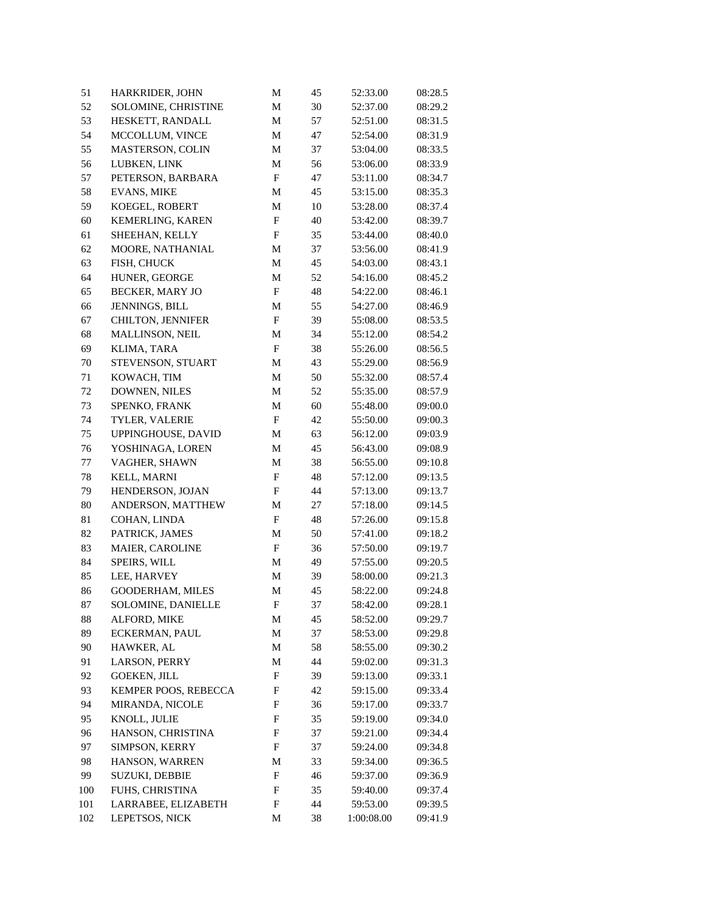| | | | | | |
|---|---|---|---|---|---|
| 51 | HARKRIDER, JOHN | M | 45 | 52:33.00 | 08:28.5 |
| 52 | SOLOMINE, CHRISTINE | M | 30 | 52:37.00 | 08:29.2 |
| 53 | HESKETT, RANDALL | M | 57 | 52:51.00 | 08:31.5 |
| 54 | MCCOLLUM, VINCE | M | 47 | 52:54.00 | 08:31.9 |
| 55 | MASTERSON, COLIN | M | 37 | 53:04.00 | 08:33.5 |
| 56 | LUBKEN, LINK | M | 56 | 53:06.00 | 08:33.9 |
| 57 | PETERSON, BARBARA | F | 47 | 53:11.00 | 08:34.7 |
| 58 | EVANS, MIKE | M | 45 | 53:15.00 | 08:35.3 |
| 59 | KOEGEL, ROBERT | M | 10 | 53:28.00 | 08:37.4 |
| 60 | KEMERLING, KAREN | F | 40 | 53:42.00 | 08:39.7 |
| 61 | SHEEHAN, KELLY | F | 35 | 53:44.00 | 08:40.0 |
| 62 | MOORE, NATHANIAL | M | 37 | 53:56.00 | 08:41.9 |
| 63 | FISH, CHUCK | M | 45 | 54:03.00 | 08:43.1 |
| 64 | HUNER, GEORGE | M | 52 | 54:16.00 | 08:45.2 |
| 65 | BECKER, MARY JO | F | 48 | 54:22.00 | 08:46.1 |
| 66 | JENNINGS, BILL | M | 55 | 54:27.00 | 08:46.9 |
| 67 | CHILTON, JENNIFER | F | 39 | 55:08.00 | 08:53.5 |
| 68 | MALLINSON, NEIL | M | 34 | 55:12.00 | 08:54.2 |
| 69 | KLIMA, TARA | F | 38 | 55:26.00 | 08:56.5 |
| 70 | STEVENSON, STUART | M | 43 | 55:29.00 | 08:56.9 |
| 71 | KOWACH, TIM | M | 50 | 55:32.00 | 08:57.4 |
| 72 | DOWNEN, NILES | M | 52 | 55:35.00 | 08:57.9 |
| 73 | SPENKO, FRANK | M | 60 | 55:48.00 | 09:00.0 |
| 74 | TYLER, VALERIE | F | 42 | 55:50.00 | 09:00.3 |
| 75 | UPPINGHOUSE, DAVID | M | 63 | 56:12.00 | 09:03.9 |
| 76 | YOSHINAGA, LOREN | M | 45 | 56:43.00 | 09:08.9 |
| 77 | VAGHER, SHAWN | M | 38 | 56:55.00 | 09:10.8 |
| 78 | KELL, MARNI | F | 48 | 57:12.00 | 09:13.5 |
| 79 | HENDERSON, JOJAN | F | 44 | 57:13.00 | 09:13.7 |
| 80 | ANDERSON, MATTHEW | M | 27 | 57:18.00 | 09:14.5 |
| 81 | COHAN, LINDA | F | 48 | 57:26.00 | 09:15.8 |
| 82 | PATRICK, JAMES | M | 50 | 57:41.00 | 09:18.2 |
| 83 | MAIER, CAROLINE | F | 36 | 57:50.00 | 09:19.7 |
| 84 | SPEIRS, WILL | M | 49 | 57:55.00 | 09:20.5 |
| 85 | LEE, HARVEY | M | 39 | 58:00.00 | 09:21.3 |
| 86 | GOODERHAM, MILES | M | 45 | 58:22.00 | 09:24.8 |
| 87 | SOLOMINE, DANIELLE | F | 37 | 58:42.00 | 09:28.1 |
| 88 | ALFORD, MIKE | M | 45 | 58:52.00 | 09:29.7 |
| 89 | ECKERMAN, PAUL | M | 37 | 58:53.00 | 09:29.8 |
| 90 | HAWKER, AL | M | 58 | 58:55.00 | 09:30.2 |
| 91 | LARSON, PERRY | M | 44 | 59:02.00 | 09:31.3 |
| 92 | GOEKEN, JILL | F | 39 | 59:13.00 | 09:33.1 |
| 93 | KEMPER POOS, REBECCA | F | 42 | 59:15.00 | 09:33.4 |
| 94 | MIRANDA, NICOLE | F | 36 | 59:17.00 | 09:33.7 |
| 95 | KNOLL, JULIE | F | 35 | 59:19.00 | 09:34.0 |
| 96 | HANSON, CHRISTINA | F | 37 | 59:21.00 | 09:34.4 |
| 97 | SIMPSON, KERRY | F | 37 | 59:24.00 | 09:34.8 |
| 98 | HANSON, WARREN | M | 33 | 59:34.00 | 09:36.5 |
| 99 | SUZUKI, DEBBIE | F | 46 | 59:37.00 | 09:36.9 |
| 100 | FUHS, CHRISTINA | F | 35 | 59:40.00 | 09:37.4 |
| 101 | LARRABEE, ELIZABETH | F | 44 | 59:53.00 | 09:39.5 |
| 102 | LEPETSOS, NICK | M | 38 | 1:00:08.00 | 09:41.9 |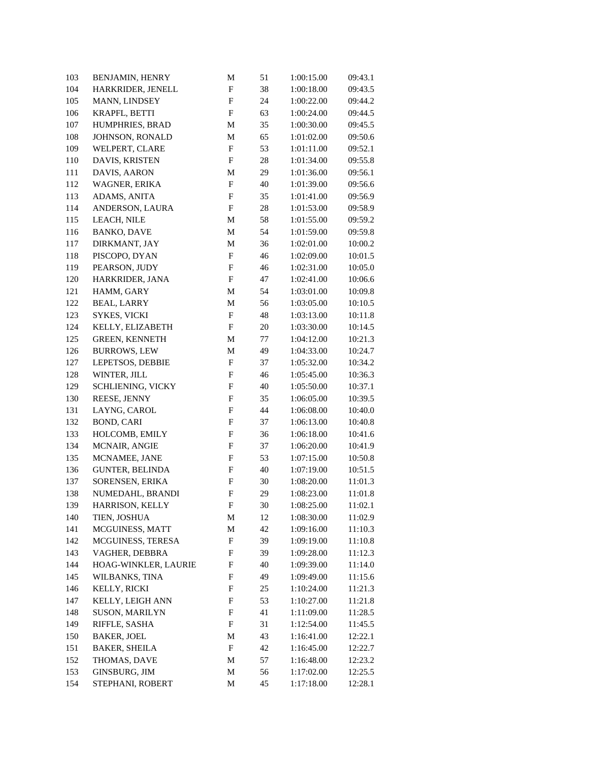| | | | | | |
|---|---|---|---|---|---|
| 103 | BENJAMIN, HENRY | M | 51 | 1:00:15.00 | 09:43.1 |
| 104 | HARKRIDER, JENELL | F | 38 | 1:00:18.00 | 09:43.5 |
| 105 | MANN, LINDSEY | F | 24 | 1:00:22.00 | 09:44.2 |
| 106 | KRAPFL, BETTI | F | 63 | 1:00:24.00 | 09:44.5 |
| 107 | HUMPHRIES, BRAD | M | 35 | 1:00:30.00 | 09:45.5 |
| 108 | JOHNSON, RONALD | M | 65 | 1:01:02.00 | 09:50.6 |
| 109 | WELPERT, CLARE | F | 53 | 1:01:11.00 | 09:52.1 |
| 110 | DAVIS, KRISTEN | F | 28 | 1:01:34.00 | 09:55.8 |
| 111 | DAVIS, AARON | M | 29 | 1:01:36.00 | 09:56.1 |
| 112 | WAGNER, ERIKA | F | 40 | 1:01:39.00 | 09:56.6 |
| 113 | ADAMS, ANITA | F | 35 | 1:01:41.00 | 09:56.9 |
| 114 | ANDERSON, LAURA | F | 28 | 1:01:53.00 | 09:58.9 |
| 115 | LEACH, NILE | M | 58 | 1:01:55.00 | 09:59.2 |
| 116 | BANKO, DAVE | M | 54 | 1:01:59.00 | 09:59.8 |
| 117 | DIRKMANT, JAY | M | 36 | 1:02:01.00 | 10:00.2 |
| 118 | PISCOPO, DYAN | F | 46 | 1:02:09.00 | 10:01.5 |
| 119 | PEARSON, JUDY | F | 46 | 1:02:31.00 | 10:05.0 |
| 120 | HARKRIDER, JANA | F | 47 | 1:02:41.00 | 10:06.6 |
| 121 | HAMM, GARY | M | 54 | 1:03:01.00 | 10:09.8 |
| 122 | BEAL, LARRY | M | 56 | 1:03:05.00 | 10:10.5 |
| 123 | SYKES, VICKI | F | 48 | 1:03:13.00 | 10:11.8 |
| 124 | KELLY, ELIZABETH | F | 20 | 1:03:30.00 | 10:14.5 |
| 125 | GREEN, KENNETH | M | 77 | 1:04:12.00 | 10:21.3 |
| 126 | BURROWS, LEW | M | 49 | 1:04:33.00 | 10:24.7 |
| 127 | LEPETSOS, DEBBIE | F | 37 | 1:05:32.00 | 10:34.2 |
| 128 | WINTER, JILL | F | 46 | 1:05:45.00 | 10:36.3 |
| 129 | SCHLIENING, VICKY | F | 40 | 1:05:50.00 | 10:37.1 |
| 130 | REESE, JENNY | F | 35 | 1:06:05.00 | 10:39.5 |
| 131 | LAYNG, CAROL | F | 44 | 1:06:08.00 | 10:40.0 |
| 132 | BOND, CARI | F | 37 | 1:06:13.00 | 10:40.8 |
| 133 | HOLCOMB, EMILY | F | 36 | 1:06:18.00 | 10:41.6 |
| 134 | MCNAIR, ANGIE | F | 37 | 1:06:20.00 | 10:41.9 |
| 135 | MCNAMEE, JANE | F | 53 | 1:07:15.00 | 10:50.8 |
| 136 | GUNTER, BELINDA | F | 40 | 1:07:19.00 | 10:51.5 |
| 137 | SORENSEN, ERIKA | F | 30 | 1:08:20.00 | 11:01.3 |
| 138 | NUMEDAHL, BRANDI | F | 29 | 1:08:23.00 | 11:01.8 |
| 139 | HARRISON, KELLY | F | 30 | 1:08:25.00 | 11:02.1 |
| 140 | TIEN, JOSHUA | M | 12 | 1:08:30.00 | 11:02.9 |
| 141 | MCGUINESS, MATT | M | 42 | 1:09:16.00 | 11:10.3 |
| 142 | MCGUINESS, TERESA | F | 39 | 1:09:19.00 | 11:10.8 |
| 143 | VAGHER, DEBBRA | F | 39 | 1:09:28.00 | 11:12.3 |
| 144 | HOAG-WINKLER, LAURIE | F | 40 | 1:09:39.00 | 11:14.0 |
| 145 | WILBANKS, TINA | F | 49 | 1:09:49.00 | 11:15.6 |
| 146 | KELLY, RICKI | F | 25 | 1:10:24.00 | 11:21.3 |
| 147 | KELLY, LEIGH ANN | F | 53 | 1:10:27.00 | 11:21.8 |
| 148 | SUSON, MARILYN | F | 41 | 1:11:09.00 | 11:28.5 |
| 149 | RIFFLE, SASHA | F | 31 | 1:12:54.00 | 11:45.5 |
| 150 | BAKER, JOEL | M | 43 | 1:16:41.00 | 12:22.1 |
| 151 | BAKER, SHEILA | F | 42 | 1:16:45.00 | 12:22.7 |
| 152 | THOMAS, DAVE | M | 57 | 1:16:48.00 | 12:23.2 |
| 153 | GINSBURG, JIM | M | 56 | 1:17:02.00 | 12:25.5 |
| 154 | STEPHANI, ROBERT | M | 45 | 1:17:18.00 | 12:28.1 |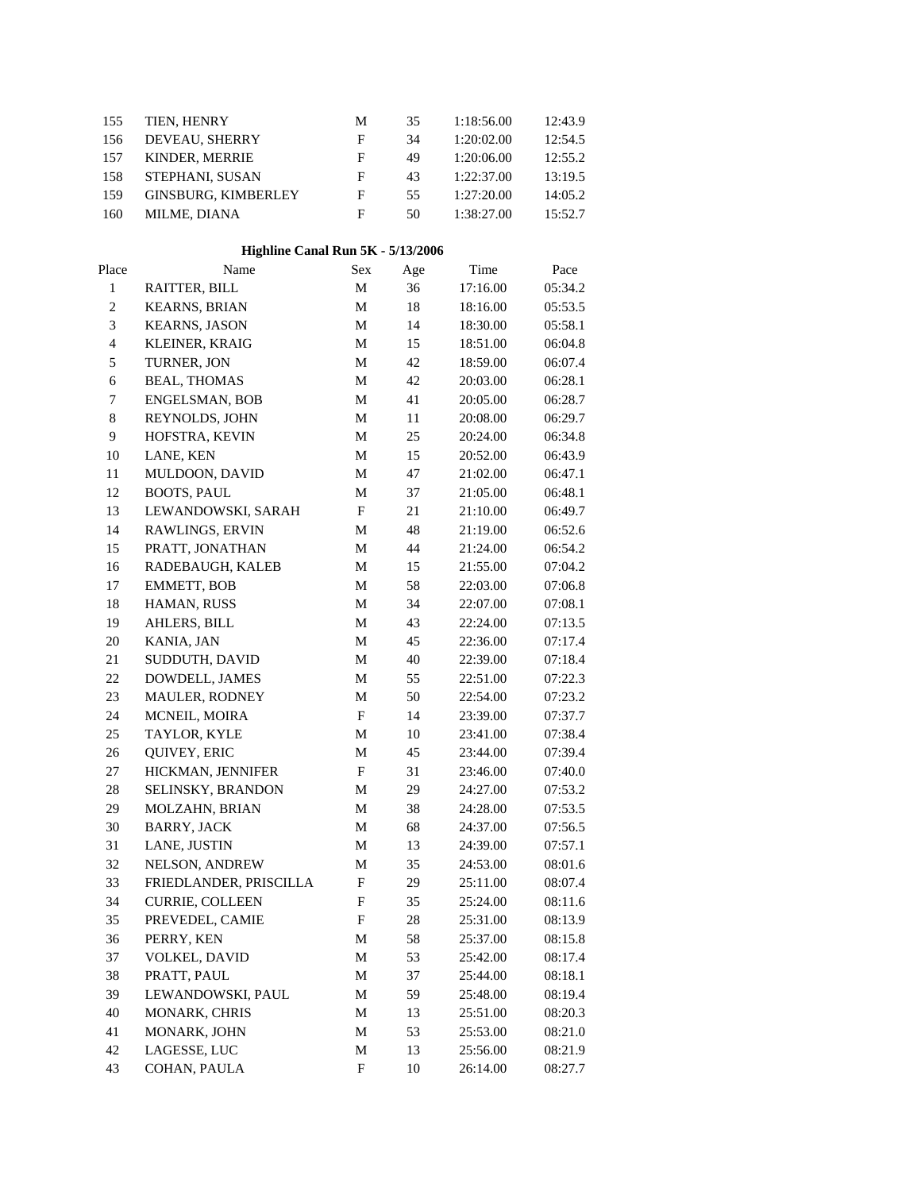| 155 | TIEN, HENRY | M | 35 | 1:18:56.00 | 12:43.9 |
|---|---|---|---|---|---|
| 156 | DEVEAU, SHERRY | F | 34 | 1:20:02.00 | 12:54.5 |
| 157 | KINDER, MERRIE | F | 49 | 1:20:06.00 | 12:55.2 |
| 158 | STEPHANI, SUSAN | F | 43 | 1:22:37.00 | 13:19.5 |
| 159 | GINSBURG, KIMBERLEY | F | 55 | 1:27:20.00 | 14:05.2 |
| 160 | MILME, DIANA | F | 50 | 1:38:27.00 | 15:52.7 |

**Highline Canal Run 5K - 5/13/2006**

| Place | Name | Sex | Age | Time | Pace |
|---|---|---|---|---|---|
| 1 | RAITTER, BILL | M | 36 | 17:16.00 | 05:34.2 |
| 2 | KEARNS, BRIAN | M | 18 | 18:16.00 | 05:53.5 |
| 3 | KEARNS, JASON | M | 14 | 18:30.00 | 05:58.1 |
| 4 | KLEINER, KRAIG | M | 15 | 18:51.00 | 06:04.8 |
| 5 | TURNER, JON | M | 42 | 18:59.00 | 06:07.4 |
| 6 | BEAL, THOMAS | M | 42 | 20:03.00 | 06:28.1 |
| 7 | ENGELSMAN, BOB | M | 41 | 20:05.00 | 06:28.7 |
| 8 | REYNOLDS, JOHN | M | 11 | 20:08.00 | 06:29.7 |
| 9 | HOFSTRA, KEVIN | M | 25 | 20:24.00 | 06:34.8 |
| 10 | LANE, KEN | M | 15 | 20:52.00 | 06:43.9 |
| 11 | MULDOON, DAVID | M | 47 | 21:02.00 | 06:47.1 |
| 12 | BOOTS, PAUL | M | 37 | 21:05.00 | 06:48.1 |
| 13 | LEWANDOWSKI, SARAH | F | 21 | 21:10.00 | 06:49.7 |
| 14 | RAWLINGS, ERVIN | M | 48 | 21:19.00 | 06:52.6 |
| 15 | PRATT, JONATHAN | M | 44 | 21:24.00 | 06:54.2 |
| 16 | RADEBAUGH, KALEB | M | 15 | 21:55.00 | 07:04.2 |
| 17 | EMMETT, BOB | M | 58 | 22:03.00 | 07:06.8 |
| 18 | HAMAN, RUSS | M | 34 | 22:07.00 | 07:08.1 |
| 19 | AHLERS, BILL | M | 43 | 22:24.00 | 07:13.5 |
| 20 | KANIA, JAN | M | 45 | 22:36.00 | 07:17.4 |
| 21 | SUDDUTH, DAVID | M | 40 | 22:39.00 | 07:18.4 |
| 22 | DOWDELL, JAMES | M | 55 | 22:51.00 | 07:22.3 |
| 23 | MAULER, RODNEY | M | 50 | 22:54.00 | 07:23.2 |
| 24 | MCNEIL, MOIRA | F | 14 | 23:39.00 | 07:37.7 |
| 25 | TAYLOR, KYLE | M | 10 | 23:41.00 | 07:38.4 |
| 26 | QUIVEY, ERIC | M | 45 | 23:44.00 | 07:39.4 |
| 27 | HICKMAN, JENNIFER | F | 31 | 23:46.00 | 07:40.0 |
| 28 | SELINSKY, BRANDON | M | 29 | 24:27.00 | 07:53.2 |
| 29 | MOLZAHN, BRIAN | M | 38 | 24:28.00 | 07:53.5 |
| 30 | BARRY, JACK | M | 68 | 24:37.00 | 07:56.5 |
| 31 | LANE, JUSTIN | M | 13 | 24:39.00 | 07:57.1 |
| 32 | NELSON, ANDREW | M | 35 | 24:53.00 | 08:01.6 |
| 33 | FRIEDLANDER, PRISCILLA | F | 29 | 25:11.00 | 08:07.4 |
| 34 | CURRIE, COLLEEN | F | 35 | 25:24.00 | 08:11.6 |
| 35 | PREVEDEL, CAMIE | F | 28 | 25:31.00 | 08:13.9 |
| 36 | PERRY, KEN | M | 58 | 25:37.00 | 08:15.8 |
| 37 | VOLKEL, DAVID | M | 53 | 25:42.00 | 08:17.4 |
| 38 | PRATT, PAUL | M | 37 | 25:44.00 | 08:18.1 |
| 39 | LEWANDOWSKI, PAUL | M | 59 | 25:48.00 | 08:19.4 |
| 40 | MONARK, CHRIS | M | 13 | 25:51.00 | 08:20.3 |
| 41 | MONARK, JOHN | M | 53 | 25:53.00 | 08:21.0 |
| 42 | LAGESSE, LUC | M | 13 | 25:56.00 | 08:21.9 |
| 43 | COHAN, PAULA | F | 10 | 26:14.00 | 08:27.7 |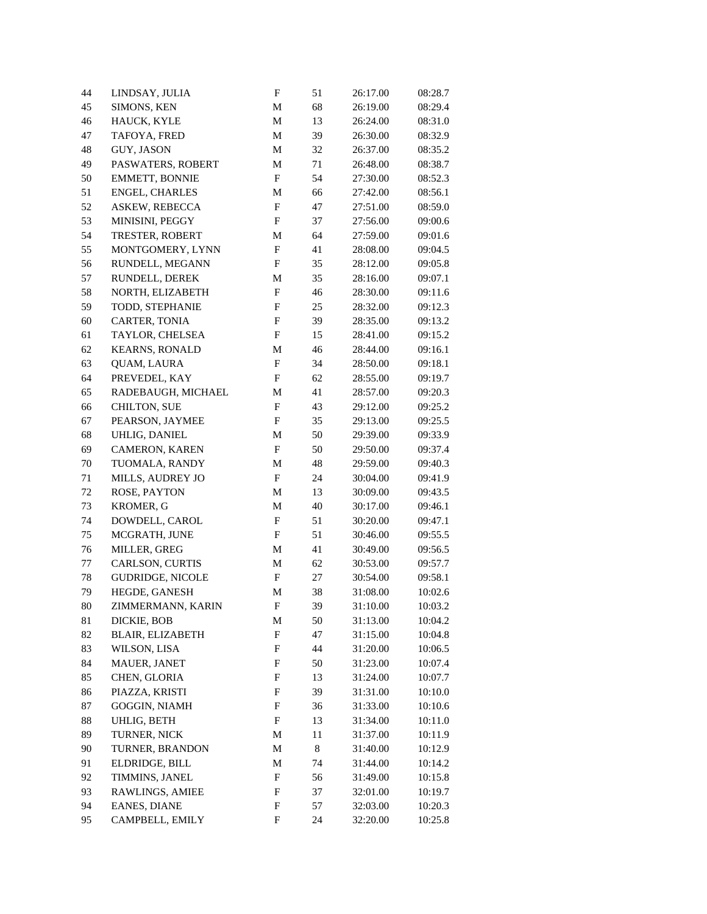| | | | | | |
|---|---|---|---|---|---|
| 44 | LINDSAY, JULIA | F | 51 | 26:17.00 | 08:28.7 |
| 45 | SIMONS, KEN | M | 68 | 26:19.00 | 08:29.4 |
| 46 | HAUCK, KYLE | M | 13 | 26:24.00 | 08:31.0 |
| 47 | TAFOYA, FRED | M | 39 | 26:30.00 | 08:32.9 |
| 48 | GUY, JASON | M | 32 | 26:37.00 | 08:35.2 |
| 49 | PASWATERS, ROBERT | M | 71 | 26:48.00 | 08:38.7 |
| 50 | EMMETT, BONNIE | F | 54 | 27:30.00 | 08:52.3 |
| 51 | ENGEL, CHARLES | M | 66 | 27:42.00 | 08:56.1 |
| 52 | ASKEW, REBECCA | F | 47 | 27:51.00 | 08:59.0 |
| 53 | MINISINI, PEGGY | F | 37 | 27:56.00 | 09:00.6 |
| 54 | TRESTER, ROBERT | M | 64 | 27:59.00 | 09:01.6 |
| 55 | MONTGOMERY, LYNN | F | 41 | 28:08.00 | 09:04.5 |
| 56 | RUNDELL, MEGANN | F | 35 | 28:12.00 | 09:05.8 |
| 57 | RUNDELL, DEREK | M | 35 | 28:16.00 | 09:07.1 |
| 58 | NORTH, ELIZABETH | F | 46 | 28:30.00 | 09:11.6 |
| 59 | TODD, STEPHANIE | F | 25 | 28:32.00 | 09:12.3 |
| 60 | CARTER, TONIA | F | 39 | 28:35.00 | 09:13.2 |
| 61 | TAYLOR, CHELSEA | F | 15 | 28:41.00 | 09:15.2 |
| 62 | KEARNS, RONALD | M | 46 | 28:44.00 | 09:16.1 |
| 63 | QUAM, LAURA | F | 34 | 28:50.00 | 09:18.1 |
| 64 | PREVEDEL, KAY | F | 62 | 28:55.00 | 09:19.7 |
| 65 | RADEBAUGH, MICHAEL | M | 41 | 28:57.00 | 09:20.3 |
| 66 | CHILTON, SUE | F | 43 | 29:12.00 | 09:25.2 |
| 67 | PEARSON, JAYMEE | F | 35 | 29:13.00 | 09:25.5 |
| 68 | UHLIG, DANIEL | M | 50 | 29:39.00 | 09:33.9 |
| 69 | CAMERON, KAREN | F | 50 | 29:50.00 | 09:37.4 |
| 70 | TUOMALA, RANDY | M | 48 | 29:59.00 | 09:40.3 |
| 71 | MILLS, AUDREY JO | F | 24 | 30:04.00 | 09:41.9 |
| 72 | ROSE, PAYTON | M | 13 | 30:09.00 | 09:43.5 |
| 73 | KROMER, G | M | 40 | 30:17.00 | 09:46.1 |
| 74 | DOWDELL, CAROL | F | 51 | 30:20.00 | 09:47.1 |
| 75 | MCGRATH, JUNE | F | 51 | 30:46.00 | 09:55.5 |
| 76 | MILLER, GREG | M | 41 | 30:49.00 | 09:56.5 |
| 77 | CARLSON, CURTIS | M | 62 | 30:53.00 | 09:57.7 |
| 78 | GUDRIDGE, NICOLE | F | 27 | 30:54.00 | 09:58.1 |
| 79 | HEGDE, GANESH | M | 38 | 31:08.00 | 10:02.6 |
| 80 | ZIMMERMANN, KARIN | F | 39 | 31:10.00 | 10:03.2 |
| 81 | DICKIE, BOB | M | 50 | 31:13.00 | 10:04.2 |
| 82 | BLAIR, ELIZABETH | F | 47 | 31:15.00 | 10:04.8 |
| 83 | WILSON, LISA | F | 44 | 31:20.00 | 10:06.5 |
| 84 | MAUER, JANET | F | 50 | 31:23.00 | 10:07.4 |
| 85 | CHEN, GLORIA | F | 13 | 31:24.00 | 10:07.7 |
| 86 | PIAZZA, KRISTI | F | 39 | 31:31.00 | 10:10.0 |
| 87 | GOGGIN, NIAMH | F | 36 | 31:33.00 | 10:10.6 |
| 88 | UHLIG, BETH | F | 13 | 31:34.00 | 10:11.0 |
| 89 | TURNER, NICK | M | 11 | 31:37.00 | 10:11.9 |
| 90 | TURNER, BRANDON | M | 8 | 31:40.00 | 10:12.9 |
| 91 | ELDRIDGE, BILL | M | 74 | 31:44.00 | 10:14.2 |
| 92 | TIMMINS, JANEL | F | 56 | 31:49.00 | 10:15.8 |
| 93 | RAWLINGS, AMIEE | F | 37 | 32:01.00 | 10:19.7 |
| 94 | EANES, DIANE | F | 57 | 32:03.00 | 10:20.3 |
| 95 | CAMPBELL, EMILY | F | 24 | 32:20.00 | 10:25.8 |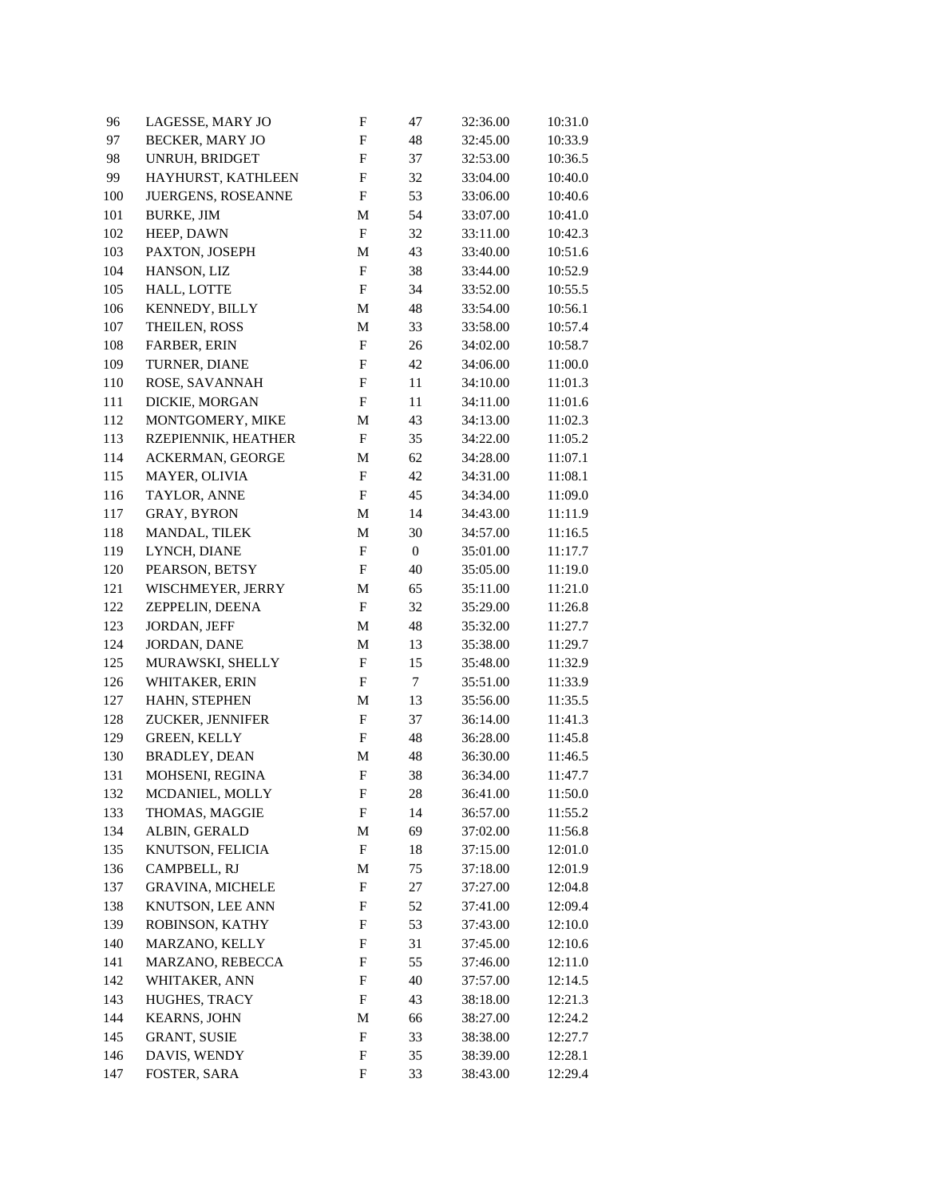| | | | | | |
|---|---|---|---|---|---|
| 96 | LAGESSE, MARY JO | F | 47 | 32:36.00 | 10:31.0 |
| 97 | BECKER, MARY JO | F | 48 | 32:45.00 | 10:33.9 |
| 98 | UNRUH, BRIDGET | F | 37 | 32:53.00 | 10:36.5 |
| 99 | HAYHURST, KATHLEEN | F | 32 | 33:04.00 | 10:40.0 |
| 100 | JUERGENS, ROSEANNE | F | 53 | 33:06.00 | 10:40.6 |
| 101 | BURKE, JIM | M | 54 | 33:07.00 | 10:41.0 |
| 102 | HEEP, DAWN | F | 32 | 33:11.00 | 10:42.3 |
| 103 | PAXTON, JOSEPH | M | 43 | 33:40.00 | 10:51.6 |
| 104 | HANSON, LIZ | F | 38 | 33:44.00 | 10:52.9 |
| 105 | HALL, LOTTE | F | 34 | 33:52.00 | 10:55.5 |
| 106 | KENNEDY, BILLY | M | 48 | 33:54.00 | 10:56.1 |
| 107 | THEILEN, ROSS | M | 33 | 33:58.00 | 10:57.4 |
| 108 | FARBER, ERIN | F | 26 | 34:02.00 | 10:58.7 |
| 109 | TURNER, DIANE | F | 42 | 34:06.00 | 11:00.0 |
| 110 | ROSE, SAVANNAH | F | 11 | 34:10.00 | 11:01.3 |
| 111 | DICKIE, MORGAN | F | 11 | 34:11.00 | 11:01.6 |
| 112 | MONTGOMERY, MIKE | M | 43 | 34:13.00 | 11:02.3 |
| 113 | RZEPIENNIK, HEATHER | F | 35 | 34:22.00 | 11:05.2 |
| 114 | ACKERMAN, GEORGE | M | 62 | 34:28.00 | 11:07.1 |
| 115 | MAYER, OLIVIA | F | 42 | 34:31.00 | 11:08.1 |
| 116 | TAYLOR, ANNE | F | 45 | 34:34.00 | 11:09.0 |
| 117 | GRAY, BYRON | M | 14 | 34:43.00 | 11:11.9 |
| 118 | MANDAL, TILEK | M | 30 | 34:57.00 | 11:16.5 |
| 119 | LYNCH, DIANE | F | 0 | 35:01.00 | 11:17.7 |
| 120 | PEARSON, BETSY | F | 40 | 35:05.00 | 11:19.0 |
| 121 | WISCHMEYER, JERRY | M | 65 | 35:11.00 | 11:21.0 |
| 122 | ZEPPELIN, DEENA | F | 32 | 35:29.00 | 11:26.8 |
| 123 | JORDAN, JEFF | M | 48 | 35:32.00 | 11:27.7 |
| 124 | JORDAN, DANE | M | 13 | 35:38.00 | 11:29.7 |
| 125 | MURAWSKI, SHELLY | F | 15 | 35:48.00 | 11:32.9 |
| 126 | WHITAKER, ERIN | F | 7 | 35:51.00 | 11:33.9 |
| 127 | HAHN, STEPHEN | M | 13 | 35:56.00 | 11:35.5 |
| 128 | ZUCKER, JENNIFER | F | 37 | 36:14.00 | 11:41.3 |
| 129 | GREEN, KELLY | F | 48 | 36:28.00 | 11:45.8 |
| 130 | BRADLEY, DEAN | M | 48 | 36:30.00 | 11:46.5 |
| 131 | MOHSENI, REGINA | F | 38 | 36:34.00 | 11:47.7 |
| 132 | MCDANIEL, MOLLY | F | 28 | 36:41.00 | 11:50.0 |
| 133 | THOMAS, MAGGIE | F | 14 | 36:57.00 | 11:55.2 |
| 134 | ALBIN, GERALD | M | 69 | 37:02.00 | 11:56.8 |
| 135 | KNUTSON, FELICIA | F | 18 | 37:15.00 | 12:01.0 |
| 136 | CAMPBELL, RJ | M | 75 | 37:18.00 | 12:01.9 |
| 137 | GRAVINA, MICHELE | F | 27 | 37:27.00 | 12:04.8 |
| 138 | KNUTSON, LEE ANN | F | 52 | 37:41.00 | 12:09.4 |
| 139 | ROBINSON, KATHY | F | 53 | 37:43.00 | 12:10.0 |
| 140 | MARZANO, KELLY | F | 31 | 37:45.00 | 12:10.6 |
| 141 | MARZANO, REBECCA | F | 55 | 37:46.00 | 12:11.0 |
| 142 | WHITAKER, ANN | F | 40 | 37:57.00 | 12:14.5 |
| 143 | HUGHES, TRACY | F | 43 | 38:18.00 | 12:21.3 |
| 144 | KEARNS, JOHN | M | 66 | 38:27.00 | 12:24.2 |
| 145 | GRANT, SUSIE | F | 33 | 38:38.00 | 12:27.7 |
| 146 | DAVIS, WENDY | F | 35 | 38:39.00 | 12:28.1 |
| 147 | FOSTER, SARA | F | 33 | 38:43.00 | 12:29.4 |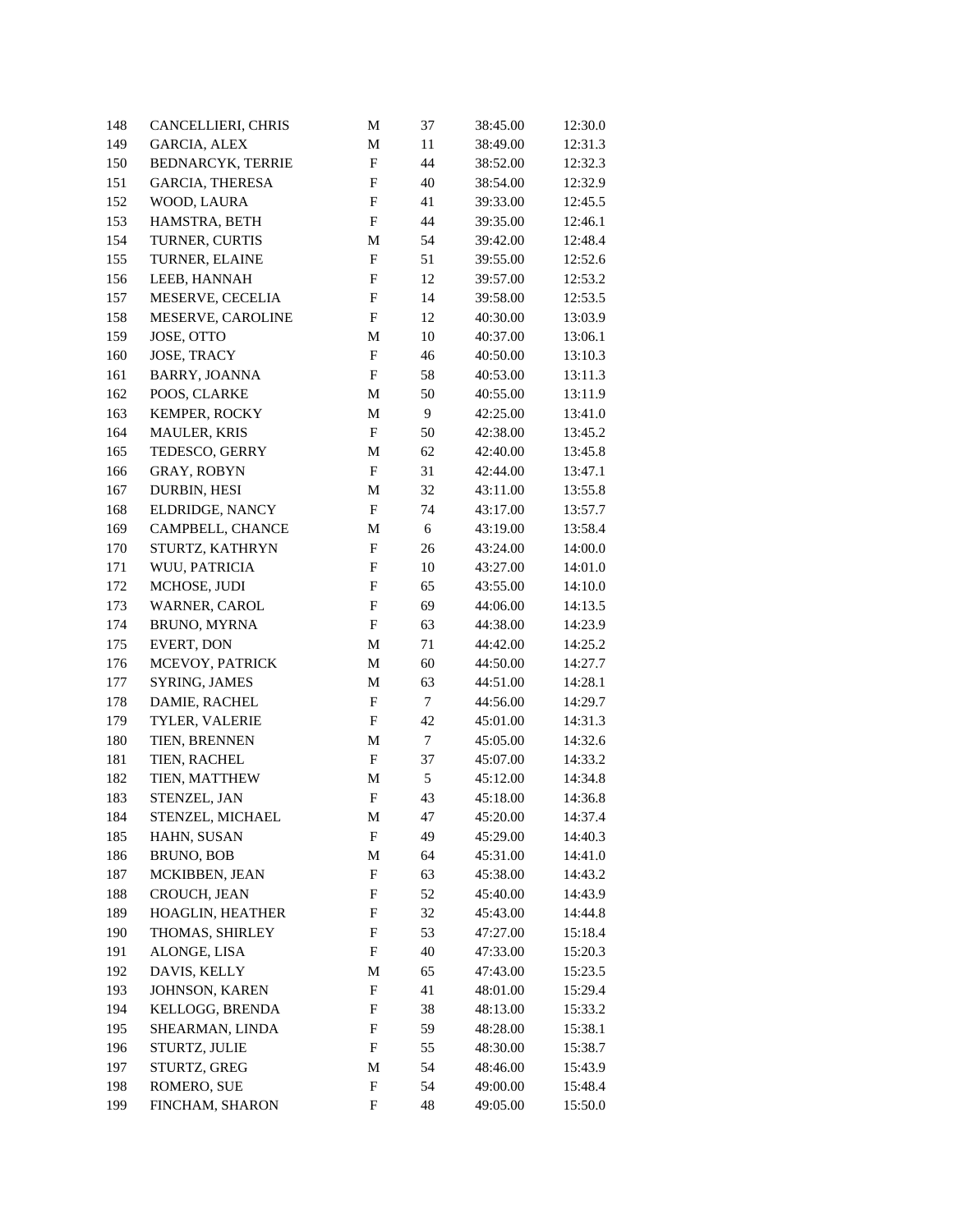| | | | | | |
|---|---|---|---|---|---|
| 148 | CANCELLIERI, CHRIS | M | 37 | 38:45.00 | 12:30.0 |
| 149 | GARCIA, ALEX | M | 11 | 38:49.00 | 12:31.3 |
| 150 | BEDNARCYK, TERRIE | F | 44 | 38:52.00 | 12:32.3 |
| 151 | GARCIA, THERESA | F | 40 | 38:54.00 | 12:32.9 |
| 152 | WOOD, LAURA | F | 41 | 39:33.00 | 12:45.5 |
| 153 | HAMSTRA, BETH | F | 44 | 39:35.00 | 12:46.1 |
| 154 | TURNER, CURTIS | M | 54 | 39:42.00 | 12:48.4 |
| 155 | TURNER, ELAINE | F | 51 | 39:55.00 | 12:52.6 |
| 156 | LEEB, HANNAH | F | 12 | 39:57.00 | 12:53.2 |
| 157 | MESERVE, CECELIA | F | 14 | 39:58.00 | 12:53.5 |
| 158 | MESERVE, CAROLINE | F | 12 | 40:30.00 | 13:03.9 |
| 159 | JOSE, OTTO | M | 10 | 40:37.00 | 13:06.1 |
| 160 | JOSE, TRACY | F | 46 | 40:50.00 | 13:10.3 |
| 161 | BARRY, JOANNA | F | 58 | 40:53.00 | 13:11.3 |
| 162 | POOS, CLARKE | M | 50 | 40:55.00 | 13:11.9 |
| 163 | KEMPER, ROCKY | M | 9 | 42:25.00 | 13:41.0 |
| 164 | MAULER, KRIS | F | 50 | 42:38.00 | 13:45.2 |
| 165 | TEDESCO, GERRY | M | 62 | 42:40.00 | 13:45.8 |
| 166 | GRAY, ROBYN | F | 31 | 42:44.00 | 13:47.1 |
| 167 | DURBIN, HESI | M | 32 | 43:11.00 | 13:55.8 |
| 168 | ELDRIDGE, NANCY | F | 74 | 43:17.00 | 13:57.7 |
| 169 | CAMPBELL, CHANCE | M | 6 | 43:19.00 | 13:58.4 |
| 170 | STURTZ, KATHRYN | F | 26 | 43:24.00 | 14:00.0 |
| 171 | WUU, PATRICIA | F | 10 | 43:27.00 | 14:01.0 |
| 172 | MCHOSE, JUDI | F | 65 | 43:55.00 | 14:10.0 |
| 173 | WARNER, CAROL | F | 69 | 44:06.00 | 14:13.5 |
| 174 | BRUNO, MYRNA | F | 63 | 44:38.00 | 14:23.9 |
| 175 | EVERT, DON | M | 71 | 44:42.00 | 14:25.2 |
| 176 | MCEVOY, PATRICK | M | 60 | 44:50.00 | 14:27.7 |
| 177 | SYRING, JAMES | M | 63 | 44:51.00 | 14:28.1 |
| 178 | DAMIE, RACHEL | F | 7 | 44:56.00 | 14:29.7 |
| 179 | TYLER, VALERIE | F | 42 | 45:01.00 | 14:31.3 |
| 180 | TIEN, BRENNEN | M | 7 | 45:05.00 | 14:32.6 |
| 181 | TIEN, RACHEL | F | 37 | 45:07.00 | 14:33.2 |
| 182 | TIEN, MATTHEW | M | 5 | 45:12.00 | 14:34.8 |
| 183 | STENZEL, JAN | F | 43 | 45:18.00 | 14:36.8 |
| 184 | STENZEL, MICHAEL | M | 47 | 45:20.00 | 14:37.4 |
| 185 | HAHN, SUSAN | F | 49 | 45:29.00 | 14:40.3 |
| 186 | BRUNO, BOB | M | 64 | 45:31.00 | 14:41.0 |
| 187 | MCKIBBEN, JEAN | F | 63 | 45:38.00 | 14:43.2 |
| 188 | CROUCH, JEAN | F | 52 | 45:40.00 | 14:43.9 |
| 189 | HOAGLIN, HEATHER | F | 32 | 45:43.00 | 14:44.8 |
| 190 | THOMAS, SHIRLEY | F | 53 | 47:27.00 | 15:18.4 |
| 191 | ALONGE, LISA | F | 40 | 47:33.00 | 15:20.3 |
| 192 | DAVIS, KELLY | M | 65 | 47:43.00 | 15:23.5 |
| 193 | JOHNSON, KAREN | F | 41 | 48:01.00 | 15:29.4 |
| 194 | KELLOGG, BRENDA | F | 38 | 48:13.00 | 15:33.2 |
| 195 | SHEARMAN, LINDA | F | 59 | 48:28.00 | 15:38.1 |
| 196 | STURTZ, JULIE | F | 55 | 48:30.00 | 15:38.7 |
| 197 | STURTZ, GREG | M | 54 | 48:46.00 | 15:43.9 |
| 198 | ROMERO, SUE | F | 54 | 49:00.00 | 15:48.4 |
| 199 | FINCHAM, SHARON | F | 48 | 49:05.00 | 15:50.0 |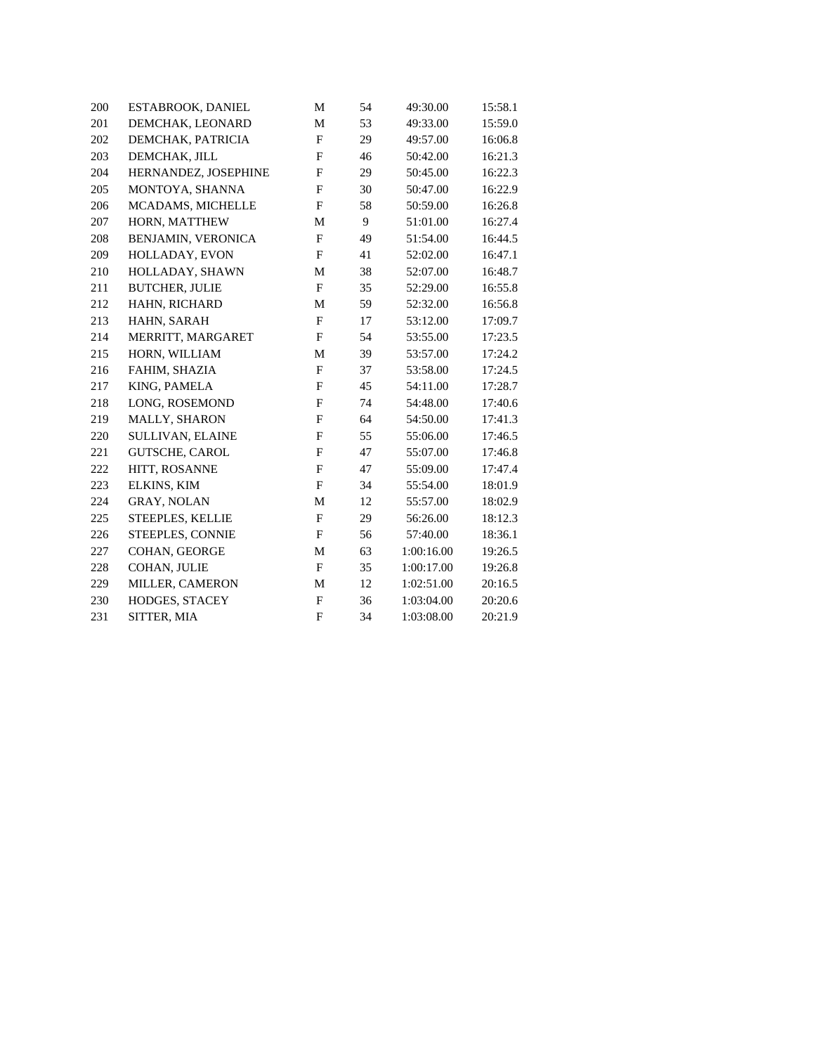| | | | | | |
|---|---|---|---|---|---|
| 200 | ESTABROOK, DANIEL | M | 54 | 49:30.00 | 15:58.1 |
| 201 | DEMCHAK, LEONARD | M | 53 | 49:33.00 | 15:59.0 |
| 202 | DEMCHAK, PATRICIA | F | 29 | 49:57.00 | 16:06.8 |
| 203 | DEMCHAK, JILL | F | 46 | 50:42.00 | 16:21.3 |
| 204 | HERNANDEZ, JOSEPHINE | F | 29 | 50:45.00 | 16:22.3 |
| 205 | MONTOYA, SHANNA | F | 30 | 50:47.00 | 16:22.9 |
| 206 | MCADAMS, MICHELLE | F | 58 | 50:59.00 | 16:26.8 |
| 207 | HORN, MATTHEW | M | 9 | 51:01.00 | 16:27.4 |
| 208 | BENJAMIN, VERONICA | F | 49 | 51:54.00 | 16:44.5 |
| 209 | HOLLADAY, EVON | F | 41 | 52:02.00 | 16:47.1 |
| 210 | HOLLADAY, SHAWN | M | 38 | 52:07.00 | 16:48.7 |
| 211 | BUTCHER, JULIE | F | 35 | 52:29.00 | 16:55.8 |
| 212 | HAHN, RICHARD | M | 59 | 52:32.00 | 16:56.8 |
| 213 | HAHN, SARAH | F | 17 | 53:12.00 | 17:09.7 |
| 214 | MERRITT, MARGARET | F | 54 | 53:55.00 | 17:23.5 |
| 215 | HORN, WILLIAM | M | 39 | 53:57.00 | 17:24.2 |
| 216 | FAHIM, SHAZIA | F | 37 | 53:58.00 | 17:24.5 |
| 217 | KING, PAMELA | F | 45 | 54:11.00 | 17:28.7 |
| 218 | LONG, ROSEMOND | F | 74 | 54:48.00 | 17:40.6 |
| 219 | MALLY, SHARON | F | 64 | 54:50.00 | 17:41.3 |
| 220 | SULLIVAN, ELAINE | F | 55 | 55:06.00 | 17:46.5 |
| 221 | GUTSCHE, CAROL | F | 47 | 55:07.00 | 17:46.8 |
| 222 | HITT, ROSANNE | F | 47 | 55:09.00 | 17:47.4 |
| 223 | ELKINS, KIM | F | 34 | 55:54.00 | 18:01.9 |
| 224 | GRAY, NOLAN | M | 12 | 55:57.00 | 18:02.9 |
| 225 | STEEPLES, KELLIE | F | 29 | 56:26.00 | 18:12.3 |
| 226 | STEEPLES, CONNIE | F | 56 | 57:40.00 | 18:36.1 |
| 227 | COHAN, GEORGE | M | 63 | 1:00:16.00 | 19:26.5 |
| 228 | COHAN, JULIE | F | 35 | 1:00:17.00 | 19:26.8 |
| 229 | MILLER, CAMERON | M | 12 | 1:02:51.00 | 20:16.5 |
| 230 | HODGES, STACEY | F | 36 | 1:03:04.00 | 20:20.6 |
| 231 | SITTER, MIA | F | 34 | 1:03:08.00 | 20:21.9 |